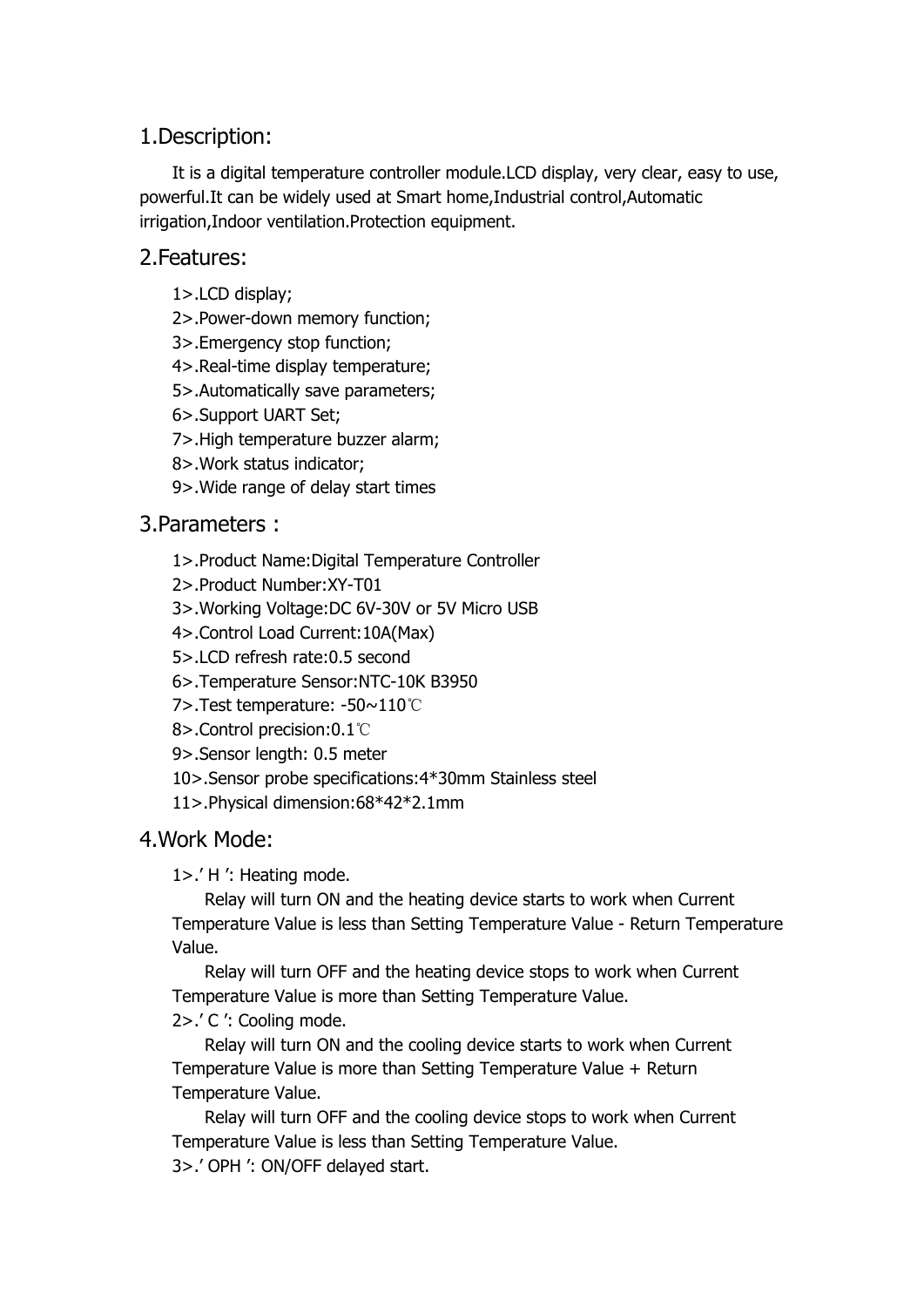## 1.Description:

It is a digital temperature controller module.LCD display, very clear, easy to use, powerful.It can be widely used at Smart home,Industrial control,Automatic irrigation,Indoor ventilation.Protection equipment.

## 2.Features:

1>.LCD display;
2>.Power-down memory function;
3>.Emergency stop function;
4>.Real-time display temperature;
5>.Automatically save parameters;
6>.Support UART Set;
7>.High temperature buzzer alarm;
8>.Work status indicator;
9>.Wide range of delay start times

## 3.Parameters :

1>.Product Name:Digital Temperature Controller
2>.Product Number:XY-T01
3>.Working Voltage:DC 6V-30V or 5V Micro USB
4>.Control Load Current:10A(Max)
5>.LCD refresh rate:0.5 second
6>.Temperature Sensor:NTC-10K B3950
7>.Test temperature: -50~110℃
8>.Control precision:0.1℃
9>.Sensor length: 0.5 meter
10>.Sensor probe specifications:4*30mm Stainless steel
11>.Physical dimension:68*42*2.1mm

## 4.Work Mode:

1>.' H ': Heating mode.

Relay will turn ON and the heating device starts to work when Current Temperature Value is less than Setting Temperature Value - Return Temperature Value.

Relay will turn OFF and the heating device stops to work when Current Temperature Value is more than Setting Temperature Value.

2>.' C ': Cooling mode.

Relay will turn ON and the cooling device starts to work when Current Temperature Value is more than Setting Temperature Value + Return Temperature Value.

Relay will turn OFF and the cooling device stops to work when Current Temperature Value is less than Setting Temperature Value.

3>.' OPH ': ON/OFF delayed start.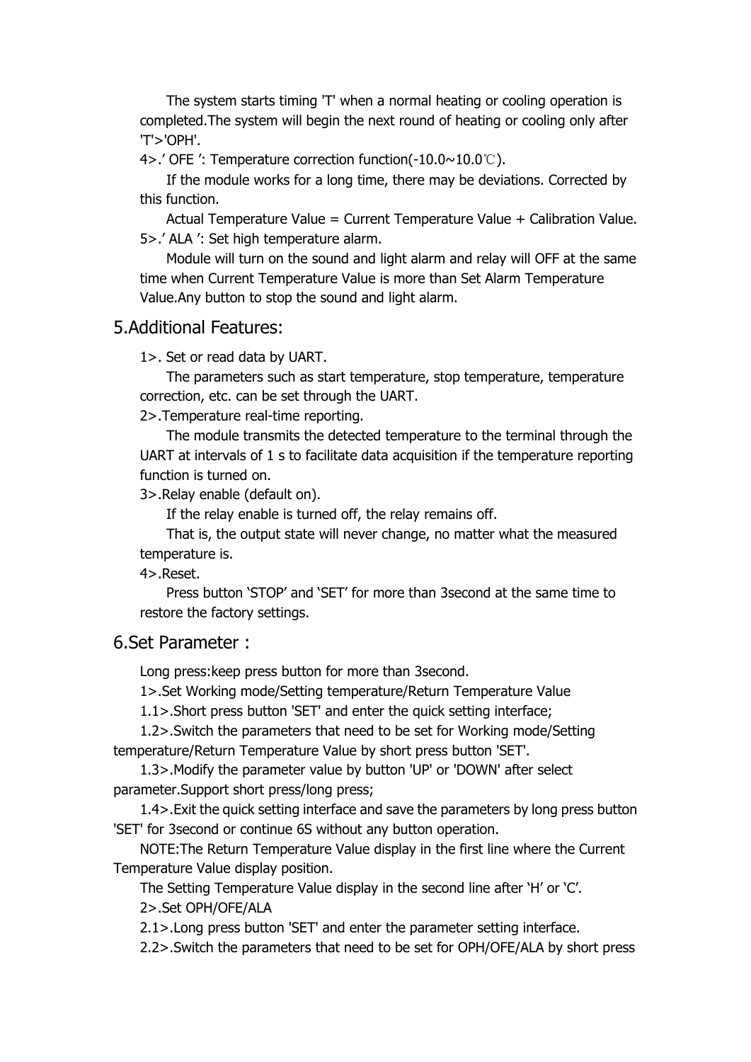The system starts timing 'T' when a normal heating or cooling operation is completed.The system will begin the next round of heating or cooling only after 'T'>'OPH'.

4>.’ OFE ’: Temperature correction function(-10.0~10.0℃).

If the module works for a long time, there may be deviations. Corrected by this function.

Actual Temperature Value = Current Temperature Value + Calibration Value.

5>.’ ALA ’: Set high temperature alarm.

Module will turn on the sound and light alarm and relay will OFF at the same time when Current Temperature Value is more than Set Alarm Temperature Value.Any button to stop the sound and light alarm.

## 5.Additional Features:

1>. Set or read data by UART.

The parameters such as start temperature, stop temperature, temperature correction, etc. can be set through the UART.

2>.Temperature real-time reporting.

The module transmits the detected temperature to the terminal through the UART at intervals of 1 s to facilitate data acquisition if the temperature reporting function is turned on.

3>.Relay enable (default on).

If the relay enable is turned off, the relay remains off.

That is, the output state will never change, no matter what the measured temperature is.

4>.Reset.

Press button ‘STOP’ and ‘SET’ for more than 3second at the same time to restore the factory settings.

## 6.Set Parameter :

Long press:keep press button for more than 3second.

1>.Set Working mode/Setting temperature/Return Temperature Value

1.1>.Short press button 'SET' and enter the quick setting interface;

1.2>.Switch the parameters that need to be set for Working mode/Setting temperature/Return Temperature Value by short press button 'SET'.

1.3>.Modify the parameter value by button 'UP' or 'DOWN' after select parameter.Support short press/long press;

1.4>.Exit the quick setting interface and save the parameters by long press button 'SET' for 3second or continue 6S without any button operation.

NOTE:The Return Temperature Value display in the first line where the Current Temperature Value display position.

The Setting Temperature Value display in the second line after ‘H’ or ‘C’.

2>.Set OPH/OFE/ALA

2.1>.Long press button 'SET' and enter the parameter setting interface.

2.2>.Switch the parameters that need to be set for OPH/OFE/ALA by short press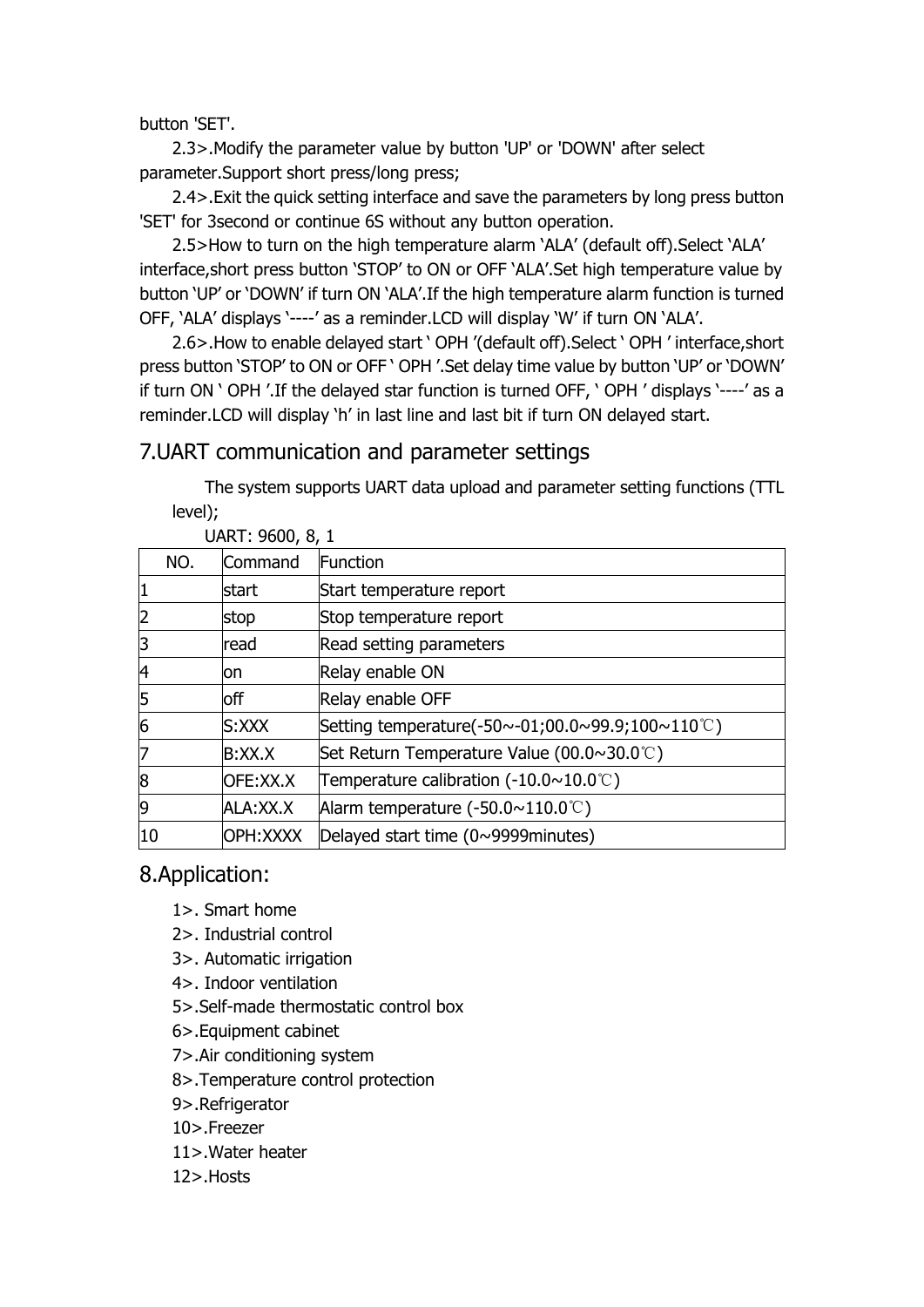button 'SET'.

2.3>.Modify the parameter value by button 'UP' or 'DOWN' after select parameter.Support short press/long press;

2.4>.Exit the quick setting interface and save the parameters by long press button 'SET' for 3second or continue 6S without any button operation.

2.5>How to turn on the high temperature alarm 'ALA' (default off).Select 'ALA' interface,short press button 'STOP' to ON or OFF 'ALA'.Set high temperature value by button 'UP' or 'DOWN' if turn ON 'ALA'.If the high temperature alarm function is turned OFF, 'ALA' displays '----' as a reminder.LCD will display 'W' if turn ON 'ALA'.

2.6>.How to enable delayed start ' OPH '(default off).Select ' OPH ' interface,short press button 'STOP' to ON or OFF ' OPH '.Set delay time value by button 'UP' or 'DOWN' if turn ON ' OPH '.If the delayed star function is turned OFF, ' OPH ' displays '----' as a reminder.LCD will display 'h' in last line and last bit if turn ON delayed start.

## 7.UART communication and parameter settings

The system supports UART data upload and parameter setting functions (TTL level);

UART: 9600, 8, 1

| NO. | Command | Function |
|---|---|---|
| 1 | start | Start temperature report |
| 2 | stop | Stop temperature report |
| 3 | read | Read setting parameters |
| 4 | on | Relay enable ON |
| 5 | off | Relay enable OFF |
| 6 | S:XXX | Setting temperature(-50~-01;00.0~99.9;100~110℃) |
| 7 | B:XX.X | Set Return Temperature Value (00.0~30.0℃) |
| 8 | OFE:XX.X | Temperature calibration (-10.0~10.0℃) |
| 9 | ALA:XX.X | Alarm temperature (-50.0~110.0℃) |
| 10 | OPH:XXXX | Delayed start time (0~9999minutes) |

## 8.Application:

1>. Smart home
2>. Industrial control
3>. Automatic irrigation
4>. Indoor ventilation
5>.Self-made thermostatic control box
6>.Equipment cabinet
7>.Air conditioning system
8>.Temperature control protection
9>.Refrigerator
10>.Freezer
11>.Water heater
12>.Hosts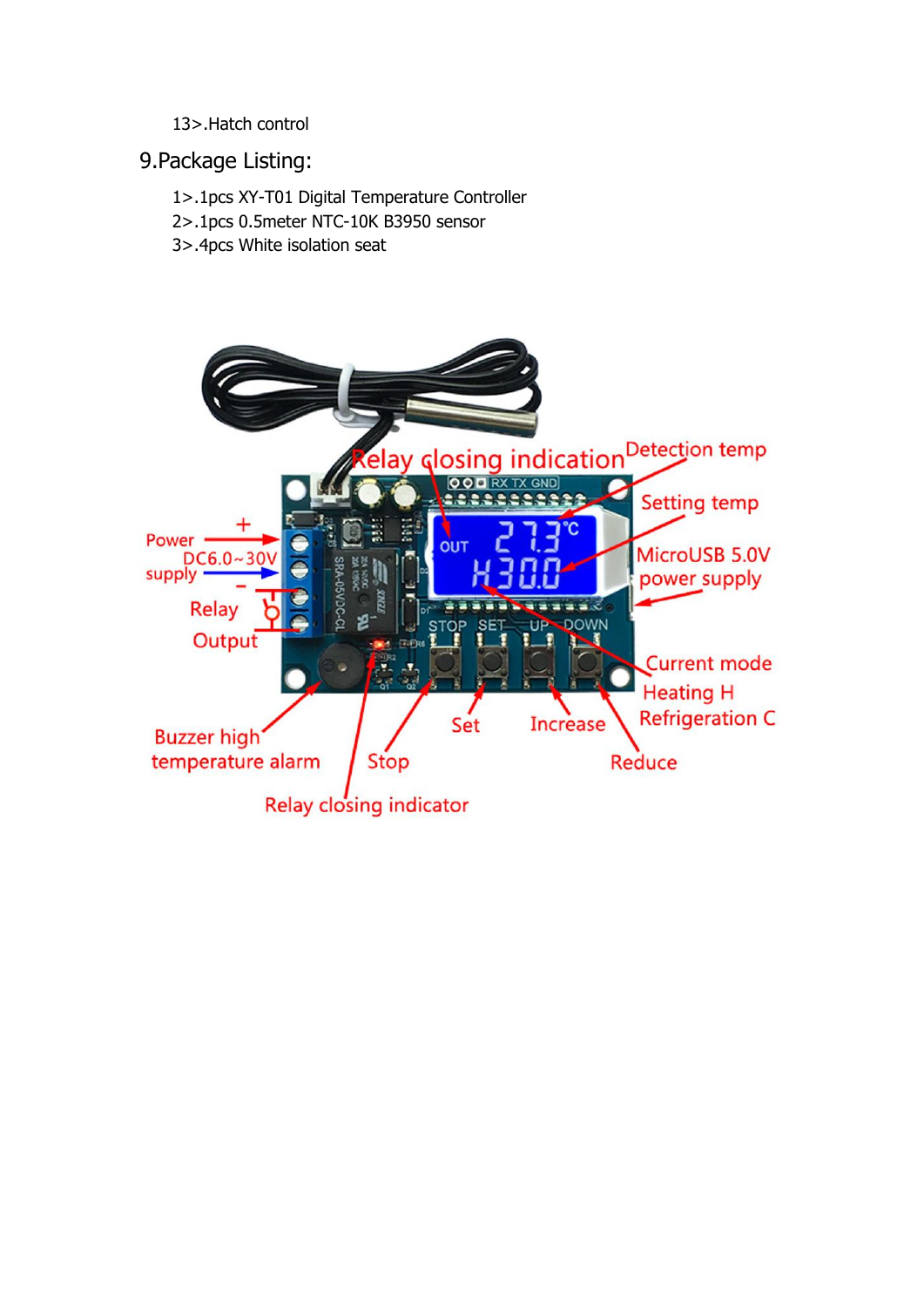13>.Hatch control

## 9.Package Listing:

1>.1pcs XY-T01 Digital Temperature Controller

2>.1pcs 0.5meter NTC-10K B3950 sensor

3>.4pcs White isolation seat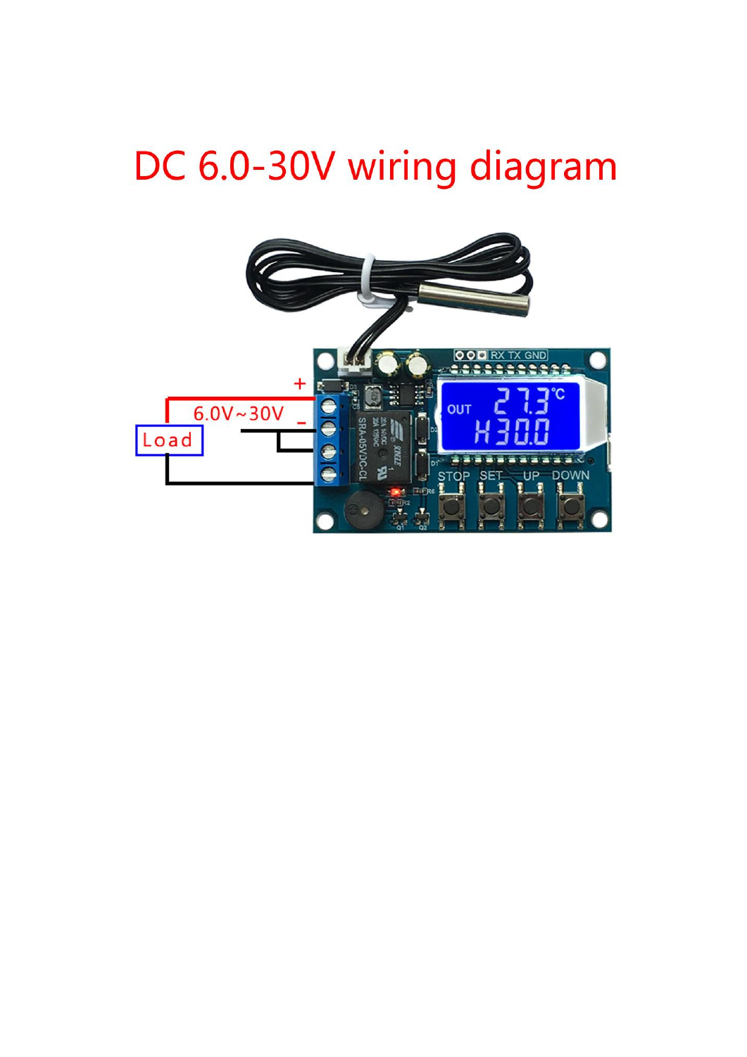# DC 6.0-30V wiring diagram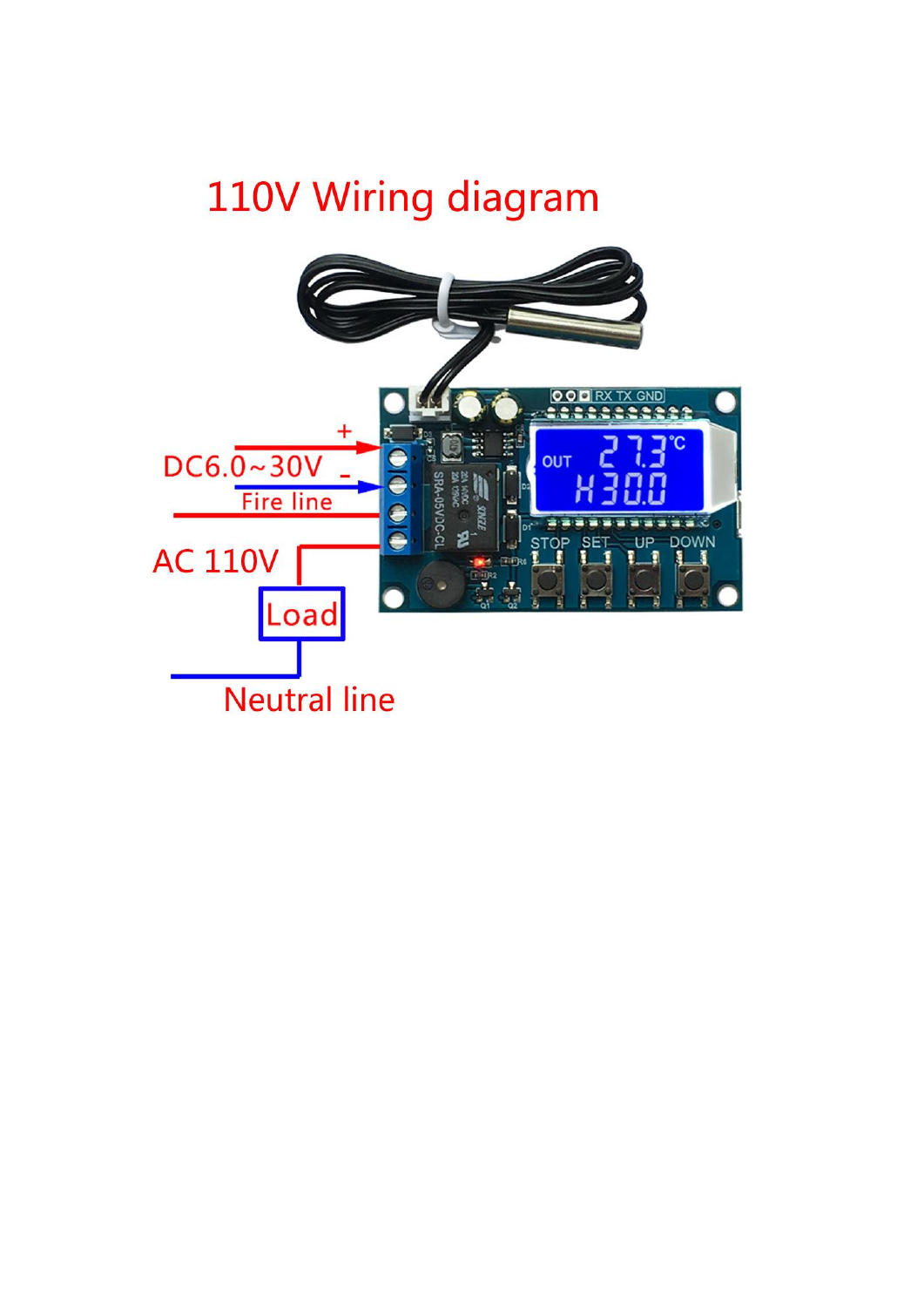# 110V Wiring diagram

+

DC6.0~30V -

Fire line

AC 110V

Load

Neutral line

RX TX GND

OUT 27.3°C H30.0

STOP SET UP DOWN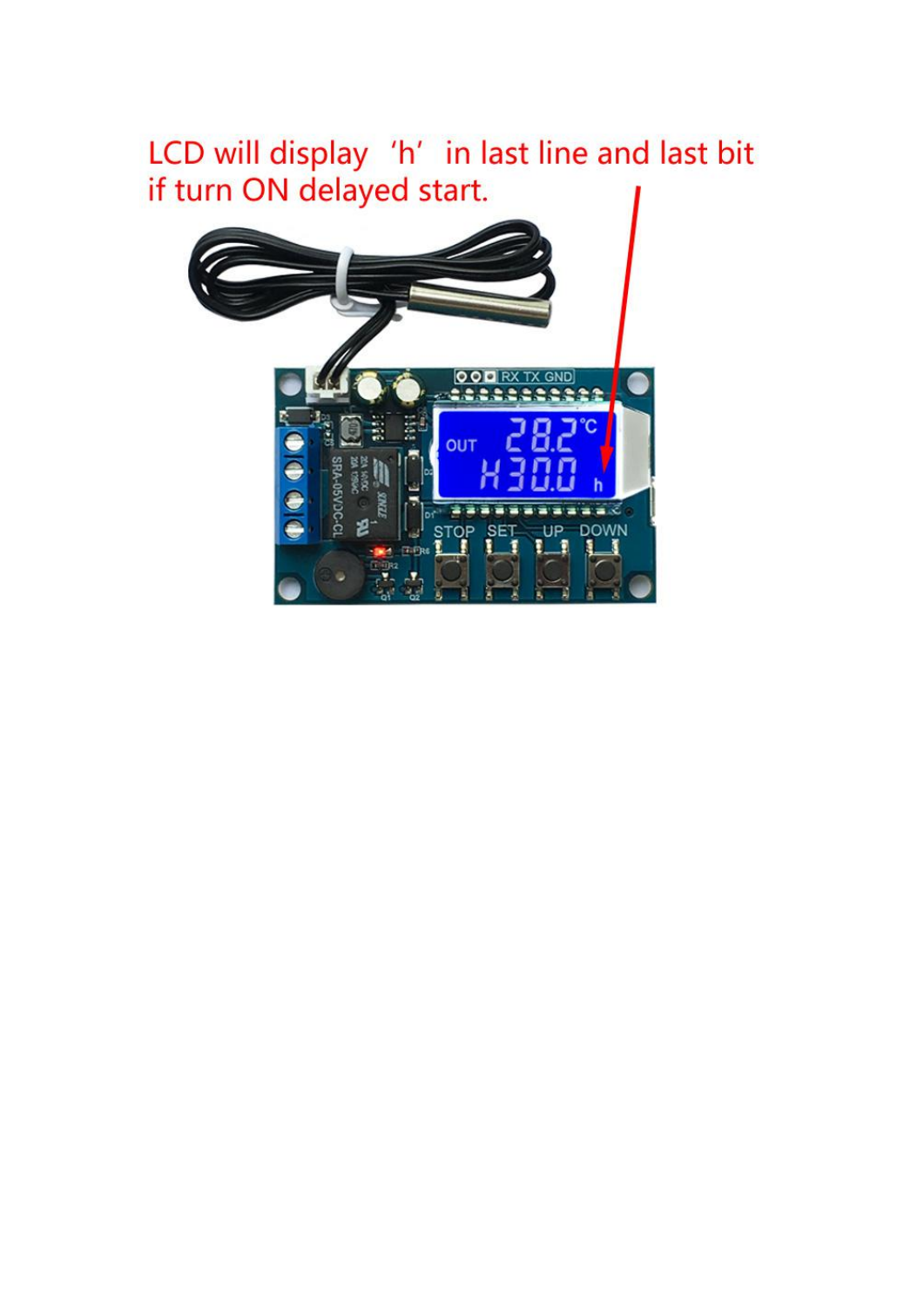LCD will display ‘h’ in last line and last bit if turn ON delayed start.